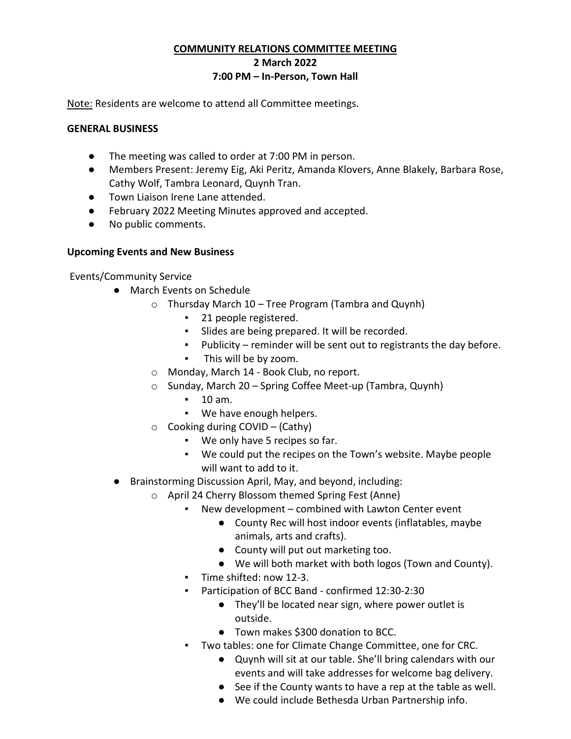# COMMUNITY RELATIONS COMMITTEE MEETING

**2 March 2022**

**7:00 PM – In-Person, Town Hall**

Note: Residents are welcome to attend all Committee meetings.

## GENERAL BUSINESS

- The meeting was called to order at 7:00 PM in person.
- Members Present: Jeremy Eig, Aki Peritz, Amanda Klovers, Anne Blakely, Barbara Rose, Cathy Wolf, Tambra Leonard, Quynh Tran.
- Town Liaison Irene Lane attended.
- February 2022 Meeting Minutes approved and accepted.
- No public comments.

## Upcoming Events and New Business

Events/Community Service

- March Events on Schedule
  - Thursday March 10 – Tree Program (Tambra and Quynh)
    - 21 people registered.
    - Slides are being prepared. It will be recorded.
    - Publicity – reminder will be sent out to registrants the day before.
    - This will be by zoom.
  - Monday, March 14 - Book Club, no report.
  - Sunday, March 20 – Spring Coffee Meet-up (Tambra, Quynh)
    - 10 am.
    - We have enough helpers.
  - Cooking during COVID – (Cathy)
    - We only have 5 recipes so far.
    - We could put the recipes on the Town's website. Maybe people will want to add to it.
- Brainstorming Discussion April, May, and beyond, including:
  - April 24 Cherry Blossom themed Spring Fest (Anne)
    - New development – combined with Lawton Center event
      - County Rec will host indoor events (inflatables, maybe animals, arts and crafts).
      - County will put out marketing too.
      - We will both market with both logos (Town and County).
    - Time shifted: now 12-3.
    - Participation of BCC Band - confirmed 12:30-2:30
      - They'll be located near sign, where power outlet is outside.
      - Town makes $300 donation to BCC.
    - Two tables: one for Climate Change Committee, one for CRC.
      - Quynh will sit at our table. She'll bring calendars with our events and will take addresses for welcome bag delivery.
      - See if the County wants to have a rep at the table as well.
      - We could include Bethesda Urban Partnership info.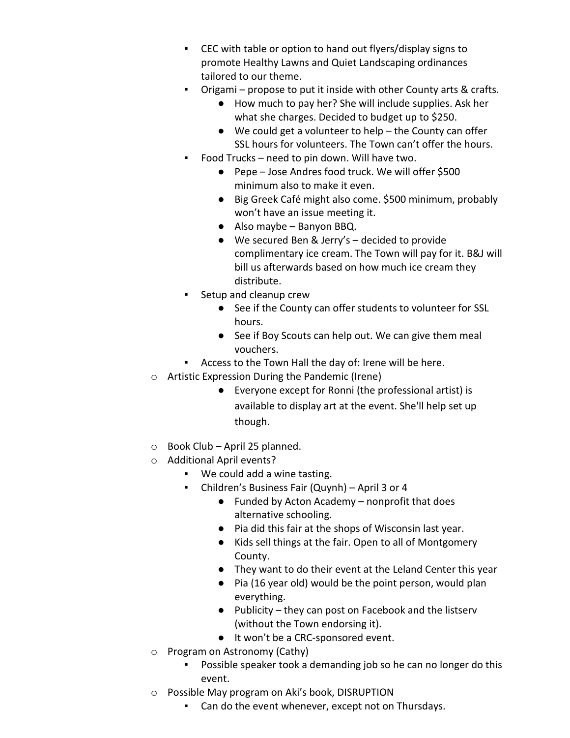- CEC with table or option to hand out flyers/display signs to promote Healthy Lawns and Quiet Landscaping ordinances tailored to our theme.
        - Origami – propose to put it inside with other County arts & crafts.
            - How much to pay her? She will include supplies. Ask her what she charges. Decided to budget up to $250.
            - We could get a volunteer to help – the County can offer SSL hours for volunteers. The Town can't offer the hours.
        - Food Trucks – need to pin down. Will have two.
            - Pepe – Jose Andres food truck. We will offer $500 minimum also to make it even.
            - Big Greek Café might also come. $500 minimum, probably won't have an issue meeting it.
            - Also maybe – Banyon BBQ.
            - We secured Ben & Jerry's – decided to provide complimentary ice cream. The Town will pay for it. B&J will bill us afterwards based on how much ice cream they distribute.
        - Setup and cleanup crew
            - See if the County can offer students to volunteer for SSL hours.
            - See if Boy Scouts can help out. We can give them meal vouchers.
        - Access to the Town Hall the day of: Irene will be here.
    - Artistic Expression During the Pandemic (Irene)
        - Everyone except for Ronni (the professional artist) is available to display art at the event. She'll help set up though.
    - Book Club – April 25 planned.
    - Additional April events?
        - We could add a wine tasting.
        - Children's Business Fair (Quynh) – April 3 or 4
            - Funded by Acton Academy – nonprofit that does alternative schooling.
            - Pia did this fair at the shops of Wisconsin last year.
            - Kids sell things at the fair. Open to all of Montgomery County.
            - They want to do their event at the Leland Center this year
            - Pia (16 year old) would be the point person, would plan everything.
            - Publicity – they can post on Facebook and the listserv (without the Town endorsing it).
            - It won't be a CRC-sponsored event.
    - Program on Astronomy (Cathy)
        - Possible speaker took a demanding job so he can no longer do this event.
    - Possible May program on Aki's book, DISRUPTION
        - Can do the event whenever, except not on Thursdays.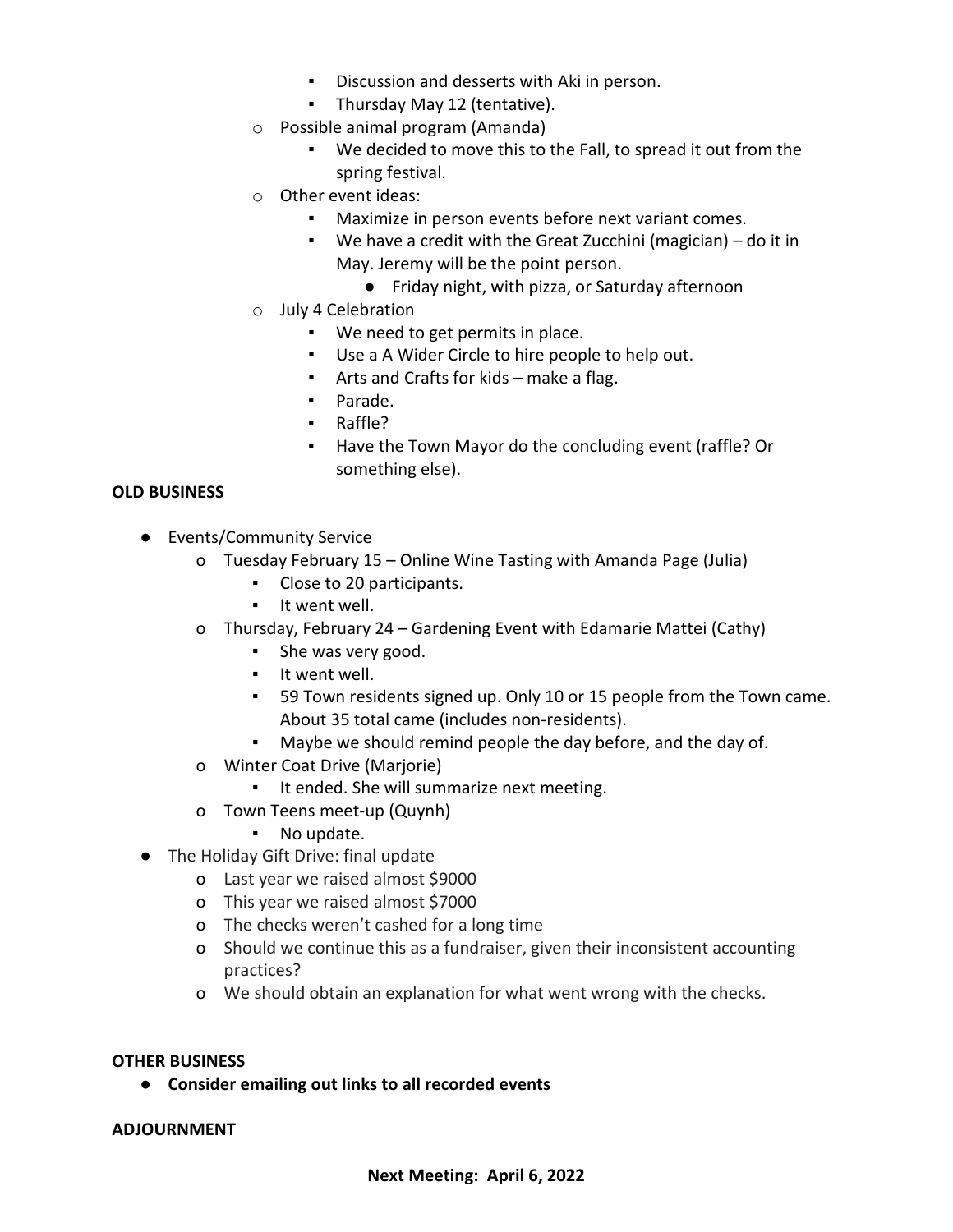- Discussion and desserts with Aki in person.
        - Thursday May 12 (tentative).
    - Possible animal program (Amanda)
        - We decided to move this to the Fall, to spread it out from the spring festival.
    - Other event ideas:
        - Maximize in person events before next variant comes.
        - We have a credit with the Great Zucchini (magician) – do it in May. Jeremy will be the point person.
            - Friday night, with pizza, or Saturday afternoon
    - July 4 Celebration
        - We need to get permits in place.
        - Use a A Wider Circle to hire people to help out.
        - Arts and Crafts for kids – make a flag.
        - Parade.
        - Raffle?
        - Have the Town Mayor do the concluding event (raffle? Or something else).

**OLD BUSINESS**

- Events/Community Service
    - Tuesday February 15 – Online Wine Tasting with Amanda Page (Julia)
        - Close to 20 participants.
        - It went well.
    - Thursday, February 24 – Gardening Event with Edamarie Mattei (Cathy)
        - She was very good.
        - It went well.
        - 59 Town residents signed up. Only 10 or 15 people from the Town came. About 35 total came (includes non-residents).
        - Maybe we should remind people the day before, and the day of.
    - Winter Coat Drive (Marjorie)
        - It ended. She will summarize next meeting.
    - Town Teens meet-up (Quynh)
        - No update.
- The Holiday Gift Drive: final update
    - Last year we raised almost $9000
    - This year we raised almost $7000
    - The checks weren't cashed for a long time
    - Should we continue this as a fundraiser, given their inconsistent accounting practices?
    - We should obtain an explanation for what went wrong with the checks.

**OTHER BUSINESS**

- **Consider emailing out links to all recorded events**

**ADJOURNMENT**

**Next Meeting: April 6, 2022**